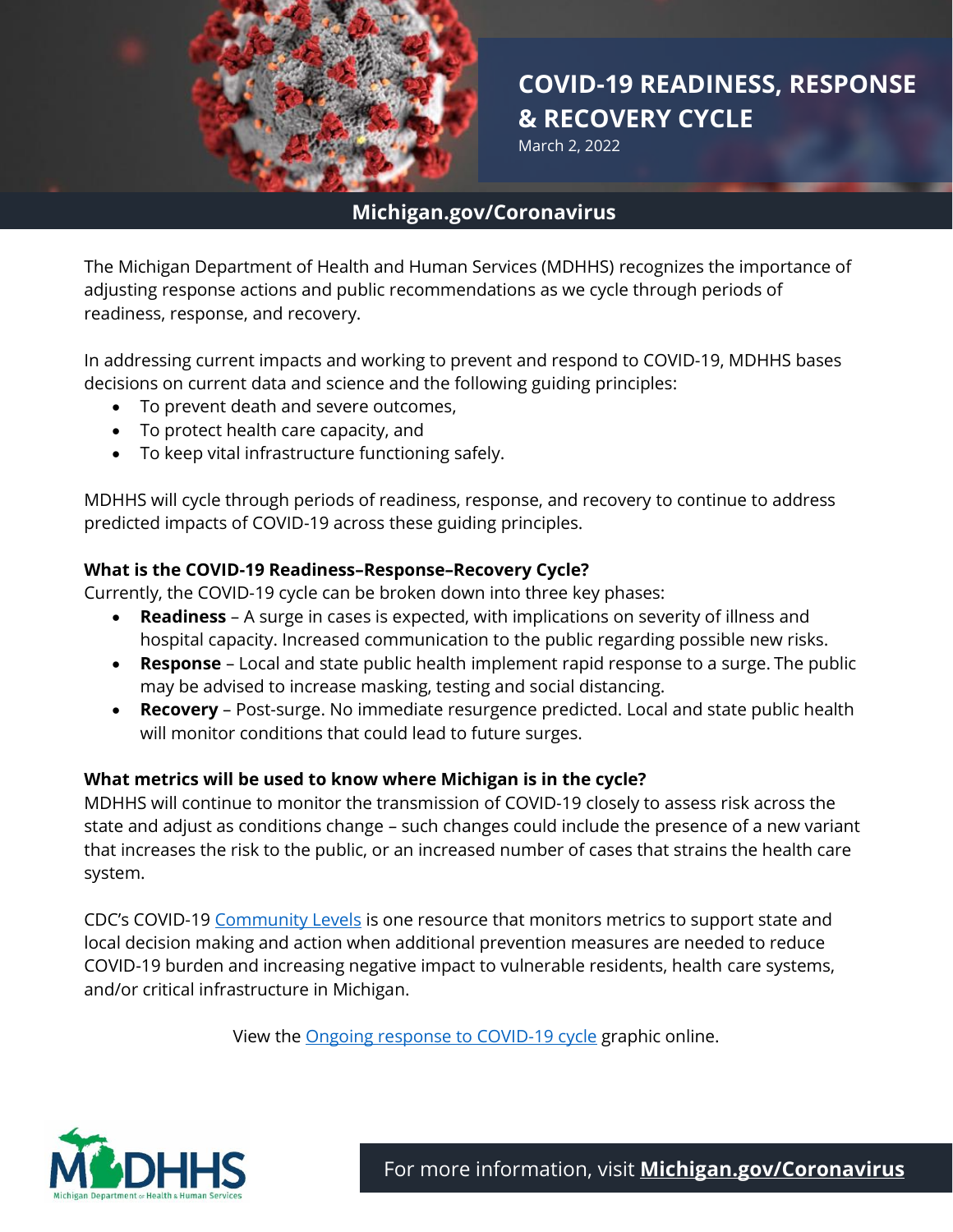# COVID-19 READINESS, RESPONSE & RECOVERY CYCLE

March 2, 2022

**Michigan.gov/Coronavirus**

The Michigan Department of Health and Human Services (MDHHS) recognizes the importance of adjusting response actions and public recommendations as we cycle through periods of readiness, response, and recovery.

In addressing current impacts and working to prevent and respond to COVID-19, MDHHS bases decisions on current data and science and the following guiding principles:

- To prevent death and severe outcomes,
- To protect health care capacity, and
- To keep vital infrastructure functioning safely.

MDHHS will cycle through periods of readiness, response, and recovery to continue to address predicted impacts of COVID-19 across these guiding principles.

**What is the COVID-19 Readiness–Response–Recovery Cycle?**

Currently, the COVID-19 cycle can be broken down into three key phases:

- **Readiness** – A surge in cases is expected, with implications on severity of illness and hospital capacity. Increased communication to the public regarding possible new risks.
- **Response** – Local and state public health implement rapid response to a surge. The public may be advised to increase masking, testing and social distancing.
- **Recovery** – Post-surge. No immediate resurgence predicted. Local and state public health will monitor conditions that could lead to future surges.

**What metrics will be used to know where Michigan is in the cycle?**

MDHHS will continue to monitor the transmission of COVID-19 closely to assess risk across the state and adjust as conditions change – such changes could include the presence of a new variant that increases the risk to the public, or an increased number of cases that strains the health care system.

CDC's COVID-19 Community Levels is one resource that monitors metrics to support state and local decision making and action when additional prevention measures are needed to reduce COVID-19 burden and increasing negative impact to vulnerable residents, health care systems, and/or critical infrastructure in Michigan.

View the Ongoing response to COVID-19 cycle graphic online.

MDHHS Michigan Department of Health & Human Services

For more information, visit **Michigan.gov/Coronavirus**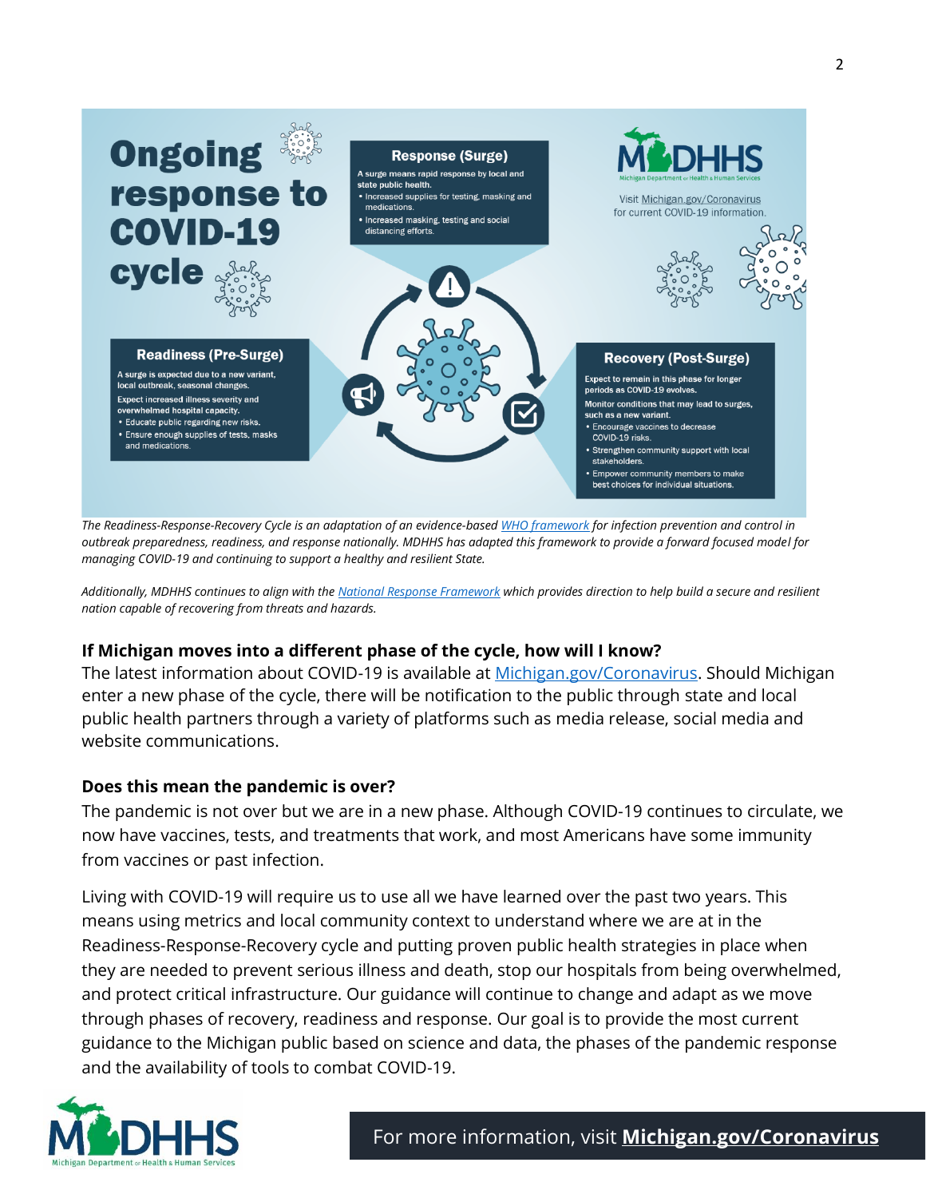# Ongoing response to COVID-19 cycle

**Response (Surge)**

A surge means rapid response by local and state public health.

- Increased supplies for testing, masking and medications.
- Increased masking, testing and social distancing efforts.

Visit Michigan.gov/Coronavirus for current COVID-19 information.

**Readiness (Pre-Surge)**

A surge is expected due to a new variant, local outbreak, seasonal changes.

Expect increased illness severity and overwhelmed hospital capacity.

- Educate public regarding new risks.
- Ensure enough supplies of tests, masks and medications.

**Recovery (Post-Surge)**

Expect to remain in this phase for longer periods as COVID-19 evolves.

Monitor conditions that may lead to surges, such as a new variant.

- Encourage vaccines to decrease COVID-19 risks.
- Strengthen community support with local stakeholders.
- Empower community members to make best choices for individual situations.

*The Readiness-Response-Recovery Cycle is an adaptation of an evidence-based WHO framework for infection prevention and control in outbreak preparedness, readiness, and response nationally. MDHHS has adapted this framework to provide a forward focused model for managing COVID-19 and continuing to support a healthy and resilient State.*

*Additionally, MDHHS continues to align with the National Response Framework which provides direction to help build a secure and resilient nation capable of recovering from threats and hazards.*

**If Michigan moves into a different phase of the cycle, how will I know?**

The latest information about COVID-19 is available at Michigan.gov/Coronavirus. Should Michigan enter a new phase of the cycle, there will be notification to the public through state and local public health partners through a variety of platforms such as media release, social media and website communications.

**Does this mean the pandemic is over?**

The pandemic is not over but we are in a new phase. Although COVID-19 continues to circulate, we now have vaccines, tests, and treatments that work, and most Americans have some immunity from vaccines or past infection.

Living with COVID-19 will require us to use all we have learned over the past two years. This means using metrics and local community context to understand where we are at in the Readiness-Response-Recovery cycle and putting proven public health strategies in place when they are needed to prevent serious illness and death, stop our hospitals from being overwhelmed, and protect critical infrastructure. Our guidance will continue to change and adapt as we move through phases of recovery, readiness and response. Our goal is to provide the most current guidance to the Michigan public based on science and data, the phases of the pandemic response and the availability of tools to combat COVID-19.

For more information, visit **Michigan.gov/Coronavirus**